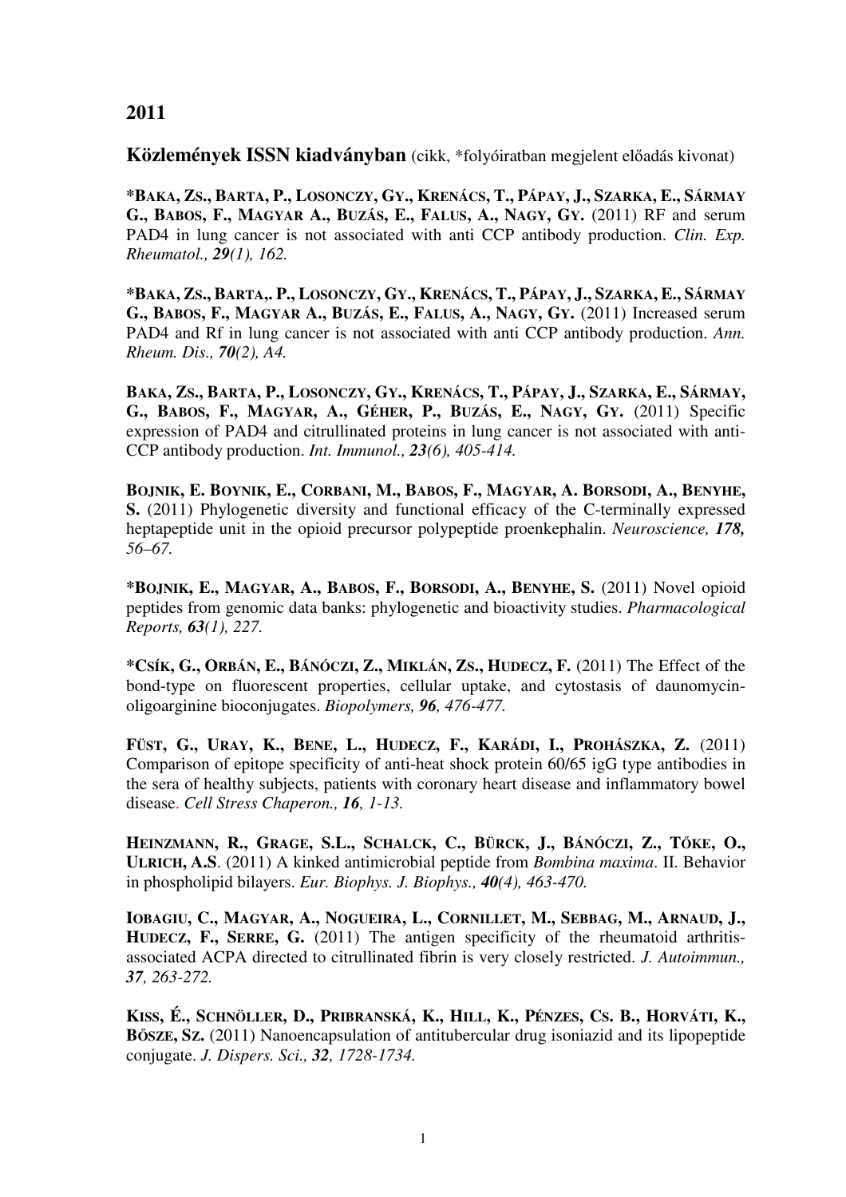## 2011

**Közlemények ISSN kiadványban** (cikk, *folyóiratban megjelent előadás kivonat)

***BAKA, ZS., BARTA, P., LOSONCZY, GY., KRENÁCS, T., PÁPAY, J., SZARKA, E., SÁRMAY G., BABOS, F., MAGYAR A., BUZÁS, E., FALUS, A., NAGY, GY.** (2011) RF and serum PAD4 in lung cancer is not associated with anti CCP antibody production. *Clin. Exp. Rheumatol., **29**(1), 162.*

***BAKA, ZS., BARTA,. P., LOSONCZY, GY., KRENÁCS, T., PÁPAY, J., SZARKA, E., SÁRMAY G., BABOS, F., MAGYAR A., BUZÁS, E., FALUS, A., NAGY, GY.** (2011) Increased serum PAD4 and Rf in lung cancer is not associated with anti CCP antibody production. *Ann. Rheum. Dis., **70**(2), A4.*

**BAKA, ZS., BARTA, P., LOSONCZY, GY., KRENÁCS, T., PÁPAY, J., SZARKA, E., SÁRMAY, G., BABOS, F., MAGYAR, A., GÉHER, P., BUZÁS, E., NAGY, GY.** (2011) Specific expression of PAD4 and citrullinated proteins in lung cancer is not associated with anti-CCP antibody production. *Int. Immunol., **23**(6), 405-414.*

**BOJNIK, E. BOYNIK, E., CORBANI, M., BABOS, F., MAGYAR, A. BORSODI, A., BENYHE, S.** (2011) Phylogenetic diversity and functional efficacy of the C-terminally expressed heptapeptide unit in the opioid precursor polypeptide proenkephalin. *Neuroscience, **178**, 56–67.*

***BOJNIK, E., MAGYAR, A., BABOS, F., BORSODI, A., BENYHE, S.** (2011) Novel opioid peptides from genomic data banks: phylogenetic and bioactivity studies. *Pharmacological Reports, **63**(1), 227.*

***CSÍK, G., ORBÁN, E., BÁNÓCZI, Z., MIKLÁN, ZS., HUDECZ, F.** (2011) The Effect of the bond-type on fluorescent properties, cellular uptake, and cytostasis of daunomycin-oligoarginine bioconjugates. *Biopolymers, **96**, 476-477.*

**FÜST, G., URAY, K., BENE, L., HUDECZ, F., KARÁDI, I., PROHÁSZKA, Z.** (2011) Comparison of epitope specificity of anti-heat shock protein 60/65 igG type antibodies in the sera of healthy subjects, patients with coronary heart disease and inflammatory bowel disease. *Cell Stress Chaperon., **16**, 1-13.*

**HEINZMANN, R., GRAGE, S.L., SCHALCK, C., BÜRCK, J., BÁNÓCZI, Z., TŐKE, O., ULRICH, A.S**. (2011) A kinked antimicrobial peptide from *Bombina maxima*. II. Behavior in phospholipid bilayers. *Eur. Biophys. J. Biophys., **40**(4), 463-470.*

**IOBAGIU, C., MAGYAR, A., NOGUEIRA, L., CORNILLET, M., SEBBAG, M., ARNAUD, J., HUDECZ, F., SERRE, G.** (2011) The antigen specificity of the rheumatoid arthritis-associated ACPA directed to citrullinated fibrin is very closely restricted. *J. Autoimmun., **37**, 263-272.*

**KISS, É., SCHNÖLLER, D., PRIBRANSKÁ, K., HILL, K., PÉNZES, CS. B., HORVÁTI, K., BŐSZE, SZ.** (2011) Nanoencapsulation of antitubercular drug isoniazid and its lipopeptide conjugate. *J. Dispers. Sci., **32**, 1728-1734.*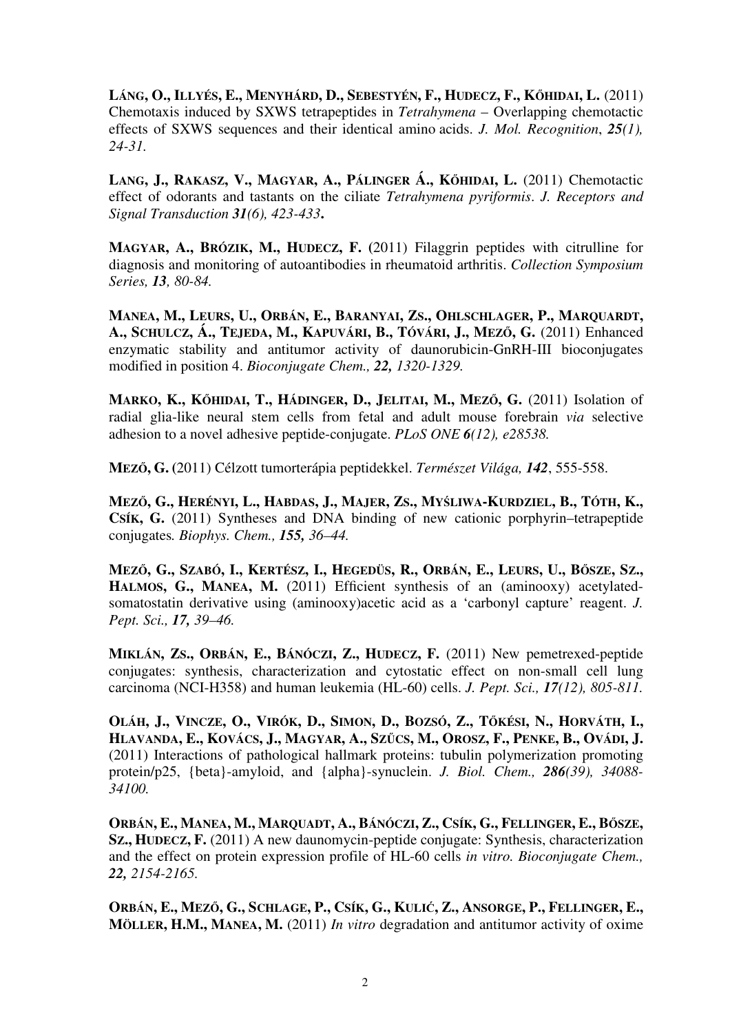**LÁNG, O., ILLYÉS, E., MENYHÁRD, D., SEBESTYÉN, F., HUDECZ, F., KŐHIDAI, L.** (2011) Chemotaxis induced by SXWS tetrapeptides in *Tetrahymena* – Overlapping chemotactic effects of SXWS sequences and their identical amino acids. *J. Mol. Recognition*, ***25(1)**, 24-31.*

**LANG, J., RAKASZ, V., MAGYAR, A., PÁLINGER Á., KŐHIDAI, L.** (2011) Chemotactic effect of odorants and tastants on the ciliate *Tetrahymena pyriformis*. *J. Receptors and Signal Transduction* ***31**(6), 423-433***.**

**MAGYAR, A., BRÓZIK, M., HUDECZ, F. (**2011) Filaggrin peptides with citrulline for diagnosis and monitoring of autoantibodies in rheumatoid arthritis. *Collection Symposium Series, **13**, 80-84.*

**MANEA, M., LEURS, U., ORBÁN, E., BARANYAI, ZS., OHLSCHLAGER, P., MARQUARDT, A., SCHULCZ, Á., TEJEDA, M., KAPUVÁRI, B., TÓVÁRI, J., MEZŐ, G.** (2011) Enhanced enzymatic stability and antitumor activity of daunorubicin-GnRH-III bioconjugates modified in position 4. *Bioconjugate Chem., **22,** 1320-1329.*

**MARKO, K., KŐHIDAI, T., HÁDINGER, D., JELITAI, M., MEZŐ, G.** (2011) Isolation of radial glia-like neural stem cells from fetal and adult mouse forebrain *via* selective adhesion to a novel adhesive peptide-conjugate. *PLoS ONE **6**(12), e28538.*

**MEZŐ, G. (**2011) Célzott tumorterápia peptidekkel. *Természet Világa, **142***, 555-558.

**MEZŐ, G., HERÉNYI, L., HABDAS, J., MAJER, ZS., MYŚLIWA-KURDZIEL, B., TÓTH, K., CSÍK, G.** (2011) Syntheses and DNA binding of new cationic porphyrin–tetrapeptide conjugates*. Biophys. Chem., **155,** 36–44.*

**MEZŐ, G., SZABÓ, I., KERTÉSZ, I., HEGEDÜS, R., ORBÁN, E., LEURS, U., BŐSZE, SZ., HALMOS, G., MANEA, M.** (2011) Efficient synthesis of an (aminooxy) acetylated-somatostatin derivative using (aminooxy)acetic acid as a 'carbonyl capture' reagent. *J. Pept. Sci., **17,** 39–46.*

**MIKLÁN, ZS., ORBÁN, E., BÁNÓCZI, Z., HUDECZ, F.** (2011) New pemetrexed-peptide conjugates: synthesis, characterization and cytostatic effect on non-small cell lung carcinoma (NCI-H358) and human leukemia (HL-60) cells. *J. Pept. Sci., **17**(12), 805-811.*

**OLÁH, J., VINCZE, O., VIRÓK, D., SIMON, D., BOZSÓ, Z., TŐKÉSI, N., HORVÁTH, I., HLAVANDA, E., KOVÁCS, J., MAGYAR, A., SZŰCS, M., OROSZ, F., PENKE, B., OVÁDI, J.** (2011) Interactions of pathological hallmark proteins: tubulin polymerization promoting protein/p25, {beta}-amyloid, and {alpha}-synuclein. *J. Biol. Chem., **286**(39), 34088-34100.*

**ORBÁN, E., MANEA, M., MARQUADT, A., BÁNÓCZI, Z., CSÍK, G., FELLINGER, E., BŐSZE, SZ., HUDECZ, F.** (2011) A new daunomycin-peptide conjugate: Synthesis, characterization and the effect on protein expression profile of HL-60 cells *in vitro. Bioconjugate Chem., **22,** 2154-2165.*

**ORBÁN, E., MEZŐ, G., SCHLAGE, P., CSÍK, G., KULIĆ, Z., ANSORGE, P., FELLINGER, E., MÖLLER, H.M., MANEA, M.** (2011) *In vitro* degradation and antitumor activity of oxime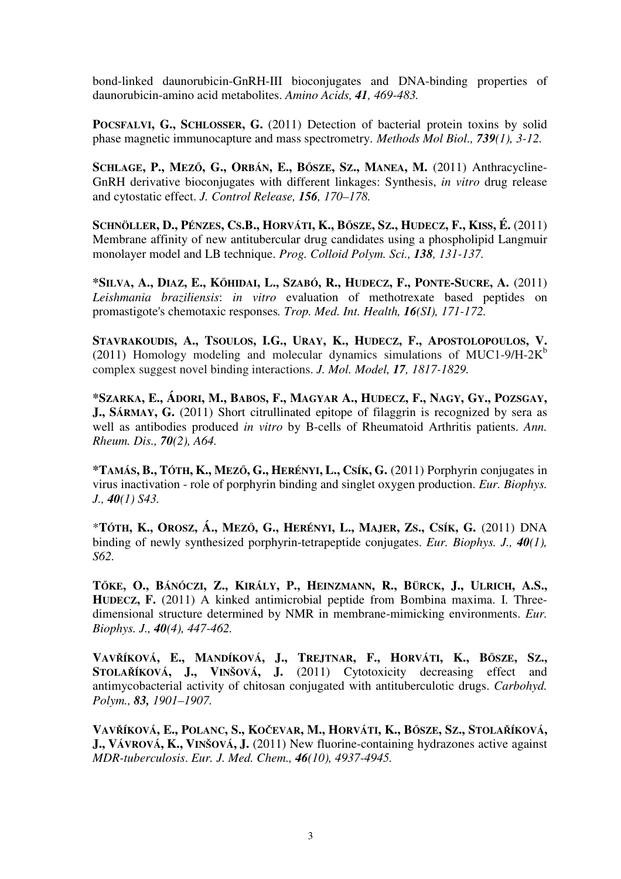bond-linked daunorubicin-GnRH-III bioconjugates and DNA-binding properties of daunorubicin-amino acid metabolites. *Amino Acids, **41**, 469-483.*

**POCSFALVI, G., SCHLOSSER, G.** (2011) Detection of bacterial protein toxins by solid phase magnetic immunocapture and mass spectrometry. *Methods Mol Biol., **739**(1), 3-12.*

**SCHLAGE, P., MEZŐ, G., ORBÁN, E., BŐSZE, SZ., MANEA, M.** (2011) Anthracycline-GnRH derivative bioconjugates with different linkages: Synthesis, *in vitro* drug release and cytostatic effect. *J. Control Release, **156**, 170–178.*

**SCHNÖLLER, D., PÉNZES, CS.B., HORVÁTI, K., BŐSZE, SZ., HUDECZ, F., KISS, É.** (2011) Membrane affinity of new antitubercular drug candidates using a phospholipid Langmuir monolayer model and LB technique. *Prog. Colloid Polym. Sci., **138**, 131-137.*

***SILVA, A., DIAZ, E., KŐHIDAI, L., SZABÓ, R., HUDECZ, F., PONTE-SUCRE, A.** (2011) *Leishmania braziliensis*: *in vitro* evaluation of methotrexate based peptides on promastigote's chemotaxic responses*.* *Trop. Med. Int. Health, **16**(SI), 171-172.*

**STAVRAKOUDIS, A., TSOULOS, I.G., URAY, K., HUDECZ, F., APOSTOLOPOULOS, V.** (2011) Homology modeling and molecular dynamics simulations of MUC1-9/H-2K$^{b}$ complex suggest novel binding interactions. *J. Mol. Model, **17**, 1817-1829.*

***SZARKA, E., ÁDORI, M., BABOS, F., MAGYAR A., HUDECZ, F., NAGY, GY., POZSGAY, J., SÁRMAY, G.** (2011) Short citrullinated epitope of filaggrin is recognized by sera as well as antibodies produced *in vitro* by B-cells of Rheumatoid Arthritis patients. *Ann. Rheum. Dis., **70**(2), A64.*

***TAMÁS, B., TÓTH, K., MEZŐ, G., HERÉNYI, L., CSÍK, G.** (2011) Porphyrin conjugates in virus inactivation - role of porphyrin binding and singlet oxygen production. *Eur. Biophys. J., **40**(1) S43.*

*__TÓTH, K., OROSZ, Á., MEZŐ, G., HERÉNYI, L., MAJER, ZS., CSÍK, G.__ (2011) DNA binding of newly synthesized porphyrin-tetrapeptide conjugates. *Eur. Biophys. J., **40**(1), S62.*

**TŐKE, O., BÁNÓCZI, Z., KIRÁLY, P., HEINZMANN, R., BÜRCK, J., ULRICH, A.S., HUDECZ, F.** (2011) A kinked antimicrobial peptide from Bombina maxima. I. Three-dimensional structure determined by NMR in membrane-mimicking environments. *Eur. Biophys. J., **40**(4), 447-462.*

**VAVŘÍKOVÁ, E., MANDÍKOVÁ, J., TREJTNAR, F., HORVÁTI, K., BŐSZE, SZ., STOLAŘÍKOVÁ, J., VINŠOVÁ, J.** (2011) Cytotoxicity decreasing effect and antimycobacterial activity of chitosan conjugated with antituberculotic drugs. *Carbohyd. Polym., **83**, 1901–1907.*

**VAVŘÍKOVÁ, E., POLANC, S., KOČEVAR, M., HORVÁTI, K., BŐSZE, SZ., STOLAŘÍKOVÁ, J., VÁVROVÁ, K., VINŠOVÁ, J.** (2011) New fluorine-containing hydrazones active against *MDR-tuberculosis*. *Eur. J. Med. Chem., **46**(10), 4937-4945.*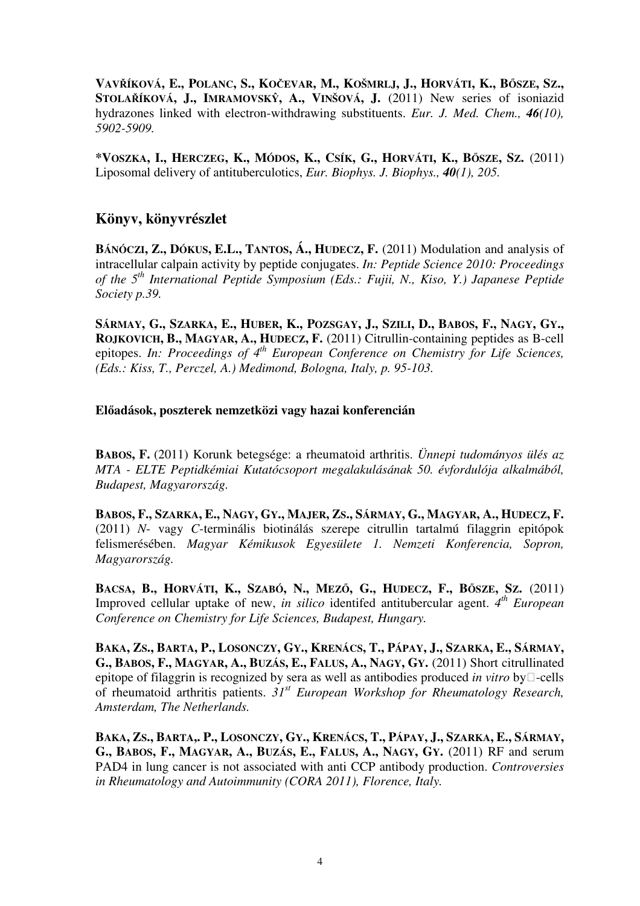**Vavříková, E., Polanc, S., Kočevar, M., Košmrlj, J., Horváti, K., Bősze, Sz., Stolaříková, J., Imramovský, A., Vinšová, J.** (2011) New series of isoniazid hydrazones linked with electron-withdrawing substituents. *Eur. J. Med. Chem., **46(10)**, 5902-5909.*

**\*Voszka, I., Herczeg, K., Módos, K., Csík, G., Horváti, K., Bősze, Sz.** (2011) Liposomal delivery of antituberculotics, *Eur. Biophys. J. Biophys., **40(1)**, 205.*

## Könyv, könyvrészlet

**Bánóczi, Z., Dókus, E.L., Tantos, Á., Hudecz, F.** (2011) Modulation and analysis of intracellular calpain activity by peptide conjugates. *In: Peptide Science 2010: Proceedings of the 5th International Peptide Symposium (Eds.: Fujii, N., Kiso, Y.) Japanese Peptide Society p.39.*

**Sármay, G., Szarka, E., Huber, K., Pozsgay, J., Szili, D., Babos, F., Nagy, Gy., Rojkovich, B., Magyar, A., Hudecz, F.** (2011) Citrullin-containing peptides as B-cell epitopes. *In: Proceedings of 4th European Conference on Chemistry for Life Sciences, (Eds.: Kiss, T., Perczel, A.) Medimond, Bologna, Italy, p. 95-103.*

### Előadások, poszterek nemzetközi vagy hazai konferencián

**Babos, F.** (2011) Korunk betegsége: a rheumatoid arthritis. *Ünnepi tudományos ülés az MTA - ELTE Peptidkémiai Kutatócsoport megalakulásának 50. évfordulója alkalmából, Budapest, Magyarország.*

**Babos, F., Szarka, E., Nagy, Gy., Majer, Zs., Sármay, G., Magyar, A., Hudecz, F.** (2011) *N*- vagy *C*-terminális biotinálás szerepe citrullin tartalmú filaggrin epitópok felismerésében. *Magyar Kémikusok Egyesülete 1. Nemzeti Konferencia, Sopron, Magyarország.*

**Bacsa, B., Horváti, K., Szabó, N., Mező, G., Hudecz, F., Bősze, Sz.** (2011) Improved cellular uptake of new, *in silico* identifed antitubercular agent. *4th European Conference on Chemistry for Life Sciences, Budapest, Hungary.*

**Baka, Zs., Barta, P., Losonczy, Gy., Krenács, T., Pápay, J., Szarka, E., Sármay, G., Babos, F., Magyar, A., Buzás, E., Falus, A., Nagy, Gy.** (2011) Short citrullinated epitope of filaggrin is recognized by sera as well as antibodies produced *in vitro* by□-cells of rheumatoid arthritis patients. *31st European Workshop for Rheumatology Research, Amsterdam, The Netherlands.*

**Baka, Zs., Barta,. P., Losonczy, Gy., Krenács, T., Pápay, J., Szarka, E., Sármay, G., Babos, F., Magyar, A., Buzás, E., Falus, A., Nagy, Gy.** (2011) RF and serum PAD4 in lung cancer is not associated with anti CCP antibody production. *Controversies in Rheumatology and Autoimmunity (CORA 2011), Florence, Italy.*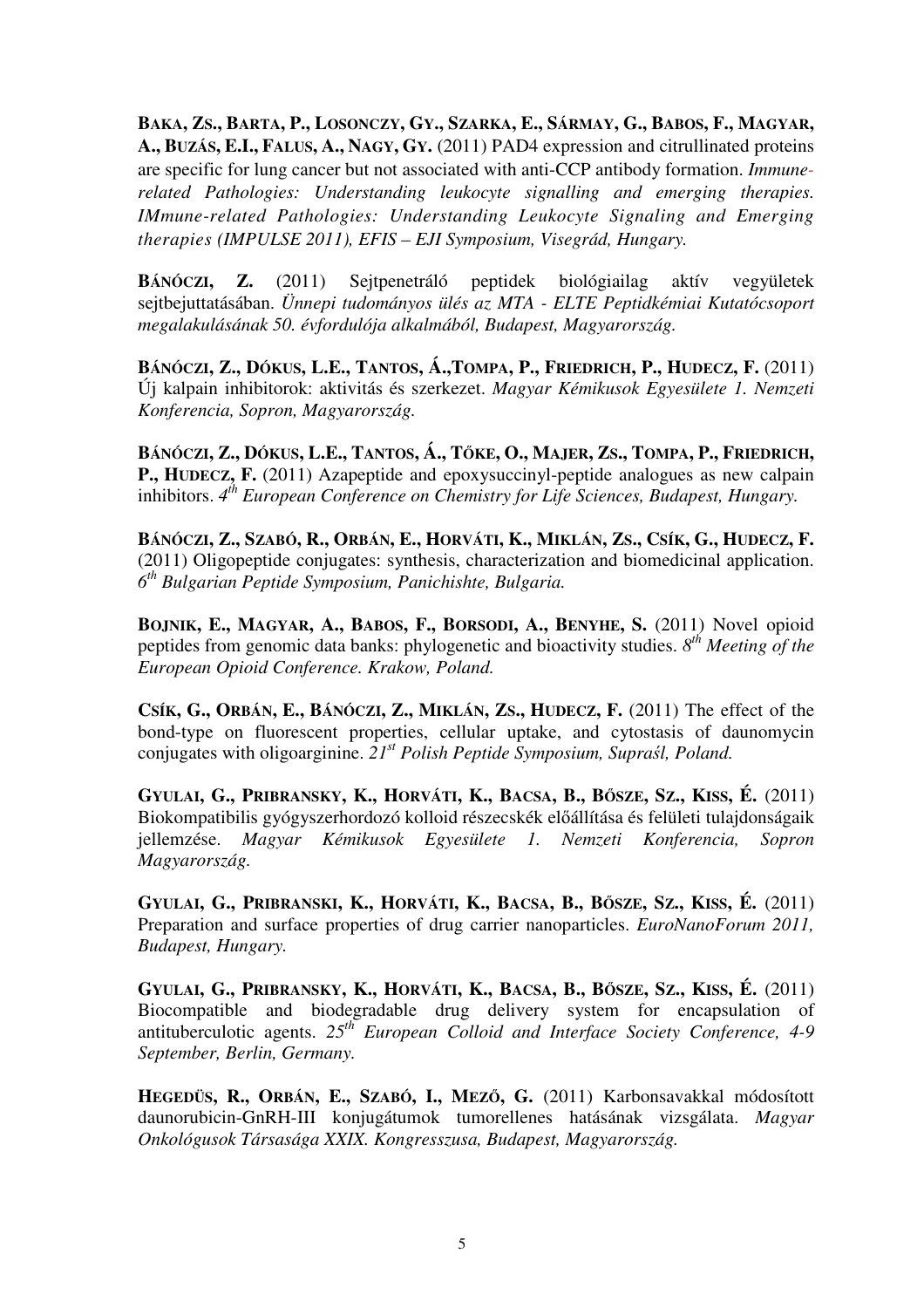**BAKA, ZS., BARTA, P., LOSONCZY, GY., SZARKA, E., SÁRMAY, G., BABOS, F., MAGYAR, A., BUZÁS, E.I., FALUS, A., NAGY, GY.** (2011) PAD4 expression and citrullinated proteins are specific for lung cancer but not associated with anti-CCP antibody formation. *Immune-related Pathologies: Understanding leukocyte signalling and emerging therapies. IMmune-related Pathologies: Understanding Leukocyte Signaling and Emerging therapies (IMPULSE 2011), EFIS – EJI Symposium, Visegrád, Hungary.*

**BÁNÓCZI, Z.** (2011) Sejtpenetráló peptidek biológiailag aktív vegyületek sejtbejuttatásában. *Ünnepi tudományos ülés az MTA - ELTE Peptidkémiai Kutatócsoport megalakulásának 50. évfordulója alkalmából, Budapest, Magyarország.*

**BÁNÓCZI, Z., DÓKUS, L.E., TANTOS, Á.,TOMPA, P., FRIEDRICH, P., HUDECZ, F.** (2011) Új kalpain inhibitorok: aktivitás és szerkezet. *Magyar Kémikusok Egyesülete 1. Nemzeti Konferencia, Sopron, Magyarország.*

**BÁNÓCZI, Z., DÓKUS, L.E., TANTOS, Á., TŐKE, O., MAJER, ZS., TOMPA, P., FRIEDRICH, P., HUDECZ, F.** (2011) Azapeptide and epoxysuccinyl-peptide analogues as new calpain inhibitors. *4th European Conference on Chemistry for Life Sciences, Budapest, Hungary.*

**BÁNÓCZI, Z., SZABÓ, R., ORBÁN, E., HORVÁTI, K., MIKLÁN, ZS., CSÍK, G., HUDECZ, F.** (2011) Oligopeptide conjugates: synthesis, characterization and biomedicinal application. *6th Bulgarian Peptide Symposium, Panichishte, Bulgaria.*

**BOJNIK, E., MAGYAR, A., BABOS, F., BORSODI, A., BENYHE, S.** (2011) Novel opioid peptides from genomic data banks: phylogenetic and bioactivity studies. *8th Meeting of the European Opioid Conference. Krakow, Poland.*

**CSÍK, G., ORBÁN, E., BÁNÓCZI, Z., MIKLÁN, ZS., HUDECZ, F.** (2011) The effect of the bond-type on fluorescent properties, cellular uptake, and cytostasis of daunomycin conjugates with oligoarginine. *21st Polish Peptide Symposium, Supraśl, Poland.*

**GYULAI, G., PRIBRANSKY, K., HORVÁTI, K., BACSA, B., BŐSZE, SZ., KISS, É.** (2011) Biokompatibilis gyógyszerhordozó kolloid részecskék előállítása és felületi tulajdonságaik jellemzése. *Magyar Kémikusok Egyesülete 1. Nemzeti Konferencia, Sopron Magyarország.*

**GYULAI, G., PRIBRANSKI, K., HORVÁTI, K., BACSA, B., BŐSZE, SZ., KISS, É.** (2011) Preparation and surface properties of drug carrier nanoparticles. *EuroNanoForum 2011, Budapest, Hungary.*

**GYULAI, G., PRIBRANSKY, K., HORVÁTI, K., BACSA, B., BŐSZE, SZ., KISS, É.** (2011) Biocompatible and biodegradable drug delivery system for encapsulation of antituberculotic agents. *25th European Colloid and Interface Society Conference, 4-9 September, Berlin, Germany.*

**HEGEDÜS, R., ORBÁN, E., SZABÓ, I., MEZŐ, G.** (2011) Karbonsavakkal módosított daunorubicin-GnRH-III konjugátumok tumorellenes hatásának vizsgálata. *Magyar Onkológusok Társasága XXIX. Kongresszusa, Budapest, Magyarország.*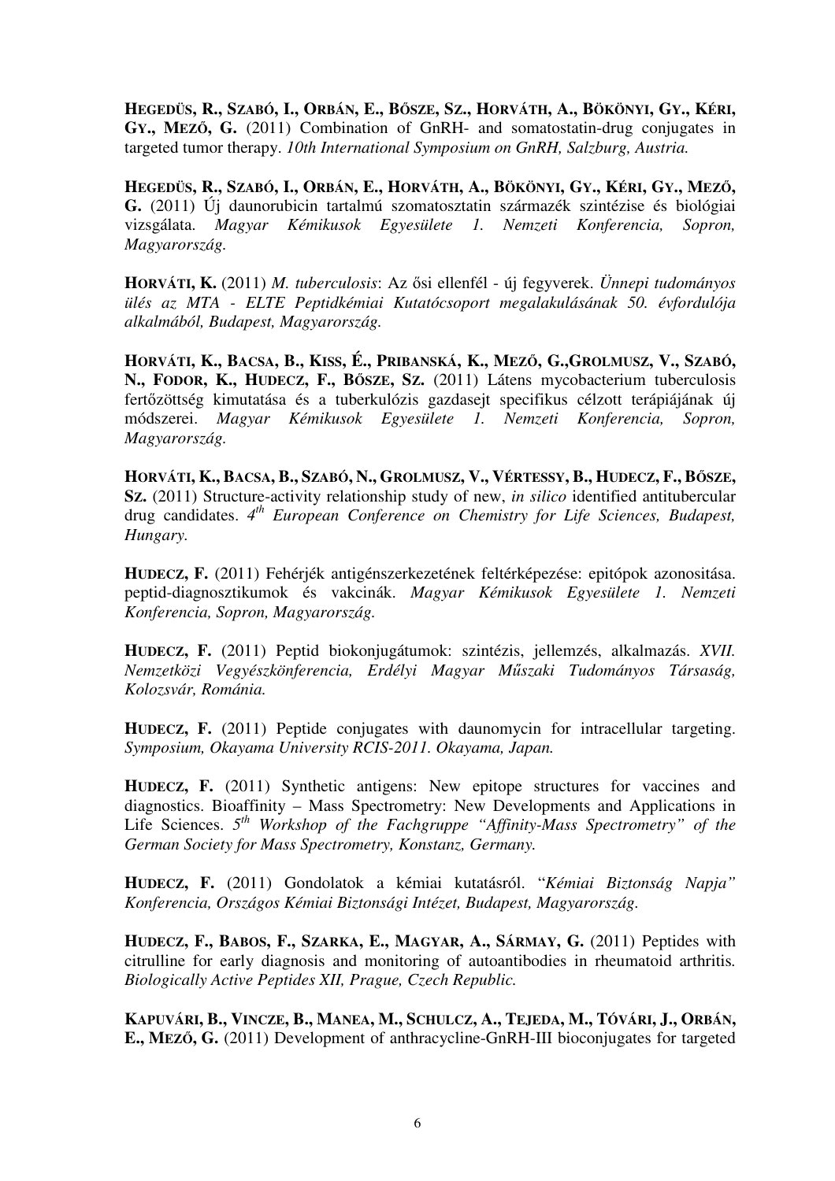**HEGEDÜS, R., SZABÓ, I., ORBÁN, E., BŐSZE, SZ., HORVÁTH, A., BÖKÖNYI, GY., KÉRI, GY., MEZŐ, G.** (2011) Combination of GnRH- and somatostatin-drug conjugates in targeted tumor therapy. *10th International Symposium on GnRH, Salzburg, Austria.*

**HEGEDÜS, R., SZABÓ, I., ORBÁN, E., HORVÁTH, A., BÖKÖNYI, GY., KÉRI, GY., MEZŐ, G.** (2011) Új daunorubicin tartalmú szomatosztatin származék szintézise és biológiai vizsgálata. *Magyar Kémikusok Egyesülete 1. Nemzeti Konferencia, Sopron, Magyarország.*

**HORVÁTI, K.** (2011) *M. tuberculosis*: Az ősi ellenfél - új fegyverek. *Ünnepi tudományos ülés az MTA - ELTE Peptidkémiai Kutatócsoport megalakulásának 50. évfordulója alkalmából, Budapest, Magyarország.*

**HORVÁTI, K., BACSA, B., KISS, É., PRIBANSKÁ, K., MEZŐ, G.,GROLMUSZ, V., SZABÓ, N., FODOR, K., HUDECZ, F., BŐSZE, SZ.** (2011) Látens mycobacterium tuberculosis fertőzöttség kimutatása és a tuberkulózis gazdasejt specifikus célzott terápiájának új módszerei. *Magyar Kémikusok Egyesülete 1. Nemzeti Konferencia, Sopron, Magyarország.*

**HORVÁTI, K., BACSA, B., SZABÓ, N., GROLMUSZ, V., VÉRTESSY, B., HUDECZ, F., BŐSZE, SZ.** (2011) Structure-activity relationship study of new, *in silico* identified antitubercular drug candidates. *4th European Conference on Chemistry for Life Sciences, Budapest, Hungary.*

**HUDECZ, F.** (2011) Fehérjék antigénszerkezetének feltérképezése: epitópok azonositása. peptid-diagnosztikumok és vakcinák. *Magyar Kémikusok Egyesülete 1. Nemzeti Konferencia, Sopron, Magyarország.*

**HUDECZ, F.** (2011) Peptid biokonjugátumok: szintézis, jellemzés, alkalmazás. *XVII. Nemzetközi Vegyészkönferencia, Erdélyi Magyar Műszaki Tudományos Társaság, Kolozsvár, Románia.*

**HUDECZ, F.** (2011) Peptide conjugates with daunomycin for intracellular targeting. *Symposium, Okayama University RCIS-2011. Okayama, Japan.*

**HUDECZ, F.** (2011) Synthetic antigens: New epitope structures for vaccines and diagnostics. Bioaffinity – Mass Spectrometry: New Developments and Applications in Life Sciences. *5th Workshop of the Fachgruppe "Affinity-Mass Spectrometry" of the German Society for Mass Spectrometry, Konstanz, Germany.*

**HUDECZ, F.** (2011) Gondolatok a kémiai kutatásról. "*Kémiai Biztonság Napja" Konferencia, Országos Kémiai Biztonsági Intézet, Budapest, Magyarország.*

**HUDECZ, F., BABOS, F., SZARKA, E., MAGYAR, A., SÁRMAY, G.** (2011) Peptides with citrulline for early diagnosis and monitoring of autoantibodies in rheumatoid arthritis. *Biologically Active Peptides XII, Prague, Czech Republic.*

**KAPUVÁRI, B., VINCZE, B., MANEA, M., SCHULCZ, A., TEJEDA, M., TÓVÁRI, J., ORBÁN, E., MEZŐ, G.** (2011) Development of anthracycline-GnRH-III bioconjugates for targeted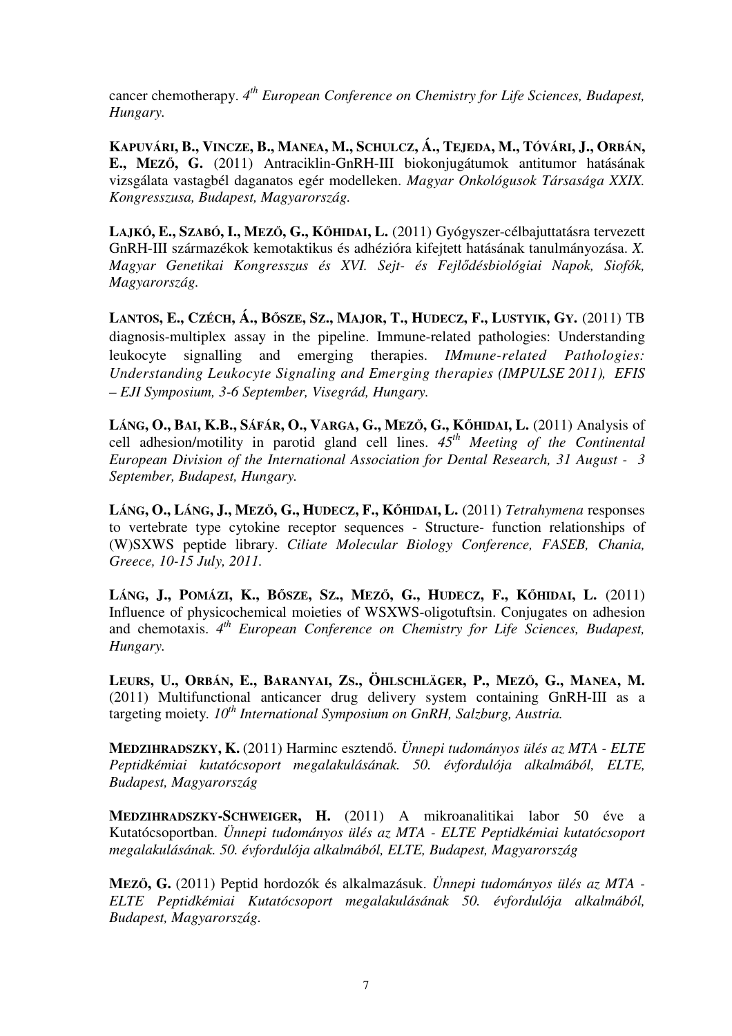cancer chemotherapy. *4th European Conference on Chemistry for Life Sciences, Budapest, Hungary.*

**KAPUVÁRI, B., VINCZE, B., MANEA, M., SCHULCZ, Á., TEJEDA, M., TÓVÁRI, J., ORBÁN, E., MEZŐ, G.** (2011) Antraciklin-GnRH-III biokonjugátumok antitumor hatásának vizsgálata vastagbél daganatos egér modelleken. *Magyar Onkológusok Társasága XXIX. Kongresszusa, Budapest, Magyarország.*

**LAJKÓ, E., SZABÓ, I., MEZŐ, G., KŐHIDAI, L.** (2011) Gyógyszer-célbajuttatásra tervezett GnRH-III származékok kemotaktikus és adhézióra kifejtett hatásának tanulmányozása. *X. Magyar Genetikai Kongresszus és XVI. Sejt- és Fejlődésbiológiai Napok, Siofók, Magyarország.*

**LANTOS, E., CZÉCH, Á., BŐSZE, SZ., MAJOR, T., HUDECZ, F., LUSTYIK, GY.** (2011) TB diagnosis-multiplex assay in the pipeline. Immune-related pathologies: Understanding leukocyte signalling and emerging therapies. *IMmune-related Pathologies: Understanding Leukocyte Signaling and Emerging therapies (IMPULSE 2011), EFIS – EJI Symposium, 3-6 September, Visegrád, Hungary.*

**LÁNG, O., BAI, K.B., SÁFÁR, O., VARGA, G., MEZŐ, G., KŐHIDAI, L.** (2011) Analysis of cell adhesion/motility in parotid gland cell lines. *45th Meeting of the Continental European Division of the International Association for Dental Research, 31 August - 3 September, Budapest, Hungary.*

**LÁNG, O., LÁNG, J., MEZŐ, G., HUDECZ, F., KŐHIDAI, L.** (2011) *Tetrahymena* responses to vertebrate type cytokine receptor sequences - Structure- function relationships of (W)SXWS peptide library. *Ciliate Molecular Biology Conference, FASEB, Chania, Greece, 10-15 July, 2011.*

**LÁNG, J., POMÁZI, K., BŐSZE, SZ., MEZŐ, G., HUDECZ, F., KŐHIDAI, L.** (2011) Influence of physicochemical moieties of WSXWS-oligotuftsin. Conjugates on adhesion and chemotaxis. *4th European Conference on Chemistry for Life Sciences, Budapest, Hungary.*

**LEURS, U., ORBÁN, E., BARANYAI, ZS., ÖHLSCHLÄGER, P., MEZŐ, G., MANEA, M.** (2011) Multifunctional anticancer drug delivery system containing GnRH-III as a targeting moiety. *10th International Symposium on GnRH, Salzburg, Austria.*

**MEDZIHRADSZKY, K.** (2011) Harminc esztendő. *Ünnepi tudományos ülés az MTA - ELTE Peptidkémiai kutatócsoport megalakulásának. 50. évfordulója alkalmából, ELTE, Budapest, Magyarország*

**MEDZIHRADSZKY-SCHWEIGER, H.** (2011) A mikroanalitikai labor 50 éve a Kutatócsoportban. *Ünnepi tudományos ülés az MTA - ELTE Peptidkémiai kutatócsoport megalakulásának. 50. évfordulója alkalmából, ELTE, Budapest, Magyarország*

**MEZŐ, G.** (2011) Peptid hordozók és alkalmazásuk. *Ünnepi tudományos ülés az MTA - ELTE Peptidkémiai Kutatócsoport megalakulásának 50. évfordulója alkalmából, Budapest, Magyarország.*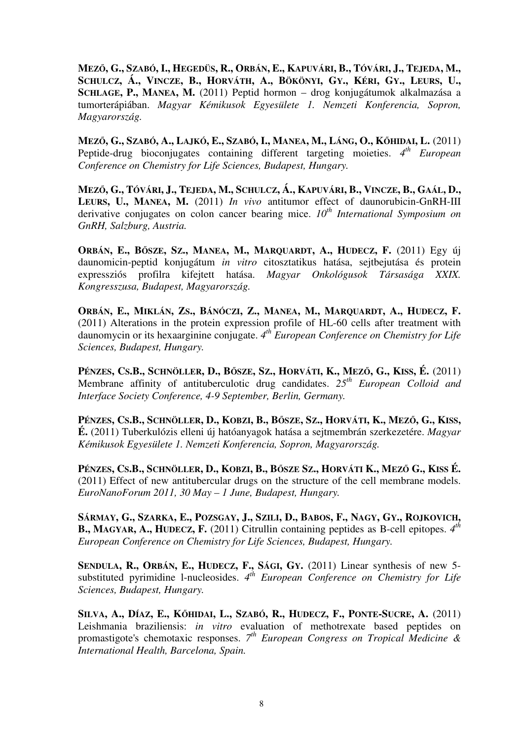**MEZŐ, G., SZABÓ, I., HEGEDÜS, R., ORBÁN, E., KAPUVÁRI, B., TÓVÁRI, J., TEJEDA, M., SCHULCZ, Á., VINCZE, B., HORVÁTH, A., BÖKÖNYI, GY., KÉRI, GY., LEURS, U., SCHLAGE, P., MANEA, M.** (2011) Peptid hormon – drog konjugátumok alkalmazása a tumorterápiában. *Magyar Kémikusok Egyesülete 1. Nemzeti Konferencia, Sopron, Magyarország.*

**MEZŐ, G., SZABÓ, A., LAJKÓ, E., SZABÓ, I., MANEA, M., LÁNG, O., KŐHIDAI, L.** (2011) Peptide-drug bioconjugates containing different targeting moieties. *4th European Conference on Chemistry for Life Sciences, Budapest, Hungary.*

**MEZŐ, G., TÓVÁRI, J., TEJEDA, M., SCHULCZ, Á., KAPUVÁRI, B., VINCZE, B., GAÁL, D., LEURS, U., MANEA, M.** (2011) *In vivo* antitumor effect of daunorubicin-GnRH-III derivative conjugates on colon cancer bearing mice. *10th International Symposium on GnRH, Salzburg, Austria.*

**ORBÁN, E., BŐSZE, SZ., MANEA, M., MARQUARDT, A., HUDECZ, F.** (2011) Egy új daunomicin-peptid konjugátum *in vitro* citosztatikus hatása, sejtbejutása és protein expressziós profilra kifejtett hatása. *Magyar Onkológusok Társasága XXIX. Kongresszusa, Budapest, Magyarország.*

**ORBÁN, E., MIKLÁN, ZS., BÁNÓCZI, Z., MANEA, M., MARQUARDT, A., HUDECZ, F.** (2011) Alterations in the protein expression profile of HL-60 cells after treatment with daunomycin or its hexaarginine conjugate. *4th European Conference on Chemistry for Life Sciences, Budapest, Hungary.*

**PÉNZES, CS.B., SCHNÖLLER, D., BŐSZE, SZ., HORVÁTI, K., MEZŐ, G., KISS, É.** (2011) Membrane affinity of antituberculotic drug candidates. *25th European Colloid and Interface Society Conference, 4-9 September, Berlin, Germany.*

**PÉNZES, CS.B., SCHNÖLLER, D., KOBZI, B., BŐSZE, SZ., HORVÁTI, K., MEZŐ, G., KISS, É.** (2011) Tuberkulózis elleni új hatóanyagok hatása a sejtmembrán szerkezetére. *Magyar Kémikusok Egyesülete 1. Nemzeti Konferencia, Sopron, Magyarország.*

**PÉNZES, CS.B., SCHNÖLLER, D., KOBZI, B., BŐSZE SZ., HORVÁTI K., MEZŐ G., KISS É.** (2011) Effect of new antitubercular drugs on the structure of the cell membrane models. *EuroNanoForum 2011, 30 May – 1 June, Budapest, Hungary.*

**SÁRMAY, G., SZARKA, E., POZSGAY, J., SZILI, D., BABOS, F., NAGY, GY., ROJKOVICH, B., MAGYAR, A., HUDECZ, F.** (2011) Citrullin containing peptides as B-cell epitopes. *4th European Conference on Chemistry for Life Sciences, Budapest, Hungary.*

**SENDULA, R., ORBÁN, E., HUDECZ, F., SÁGI, GY.** (2011) Linear synthesis of new 5-substituted pyrimidine l-nucleosides. *4th European Conference on Chemistry for Life Sciences, Budapest, Hungary.*

**SILVA, A., DÍAZ, E., KŐHIDAI, L., SZABÓ, R., HUDECZ, F., PONTE-SUCRE, A.** (2011) Leishmania braziliensis: *in vitro* evaluation of methotrexate based peptides on promastigote's chemotaxic responses. *7th European Congress on Tropical Medicine & International Health, Barcelona, Spain.*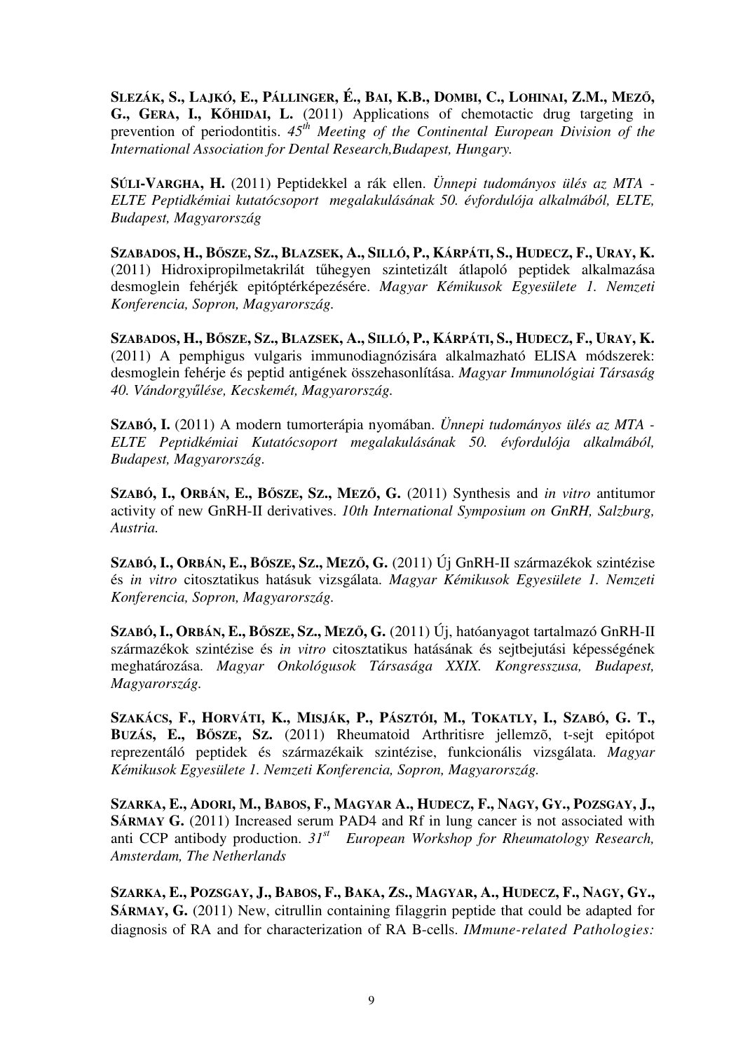**SLEZÁK, S., LAJKÓ, E., PÁLLINGER, É., BAI, K.B., DOMBI, C., LOHINAI, Z.M., MEZŐ, G., GERA, I., KŐHIDAI, L.** (2011) Applications of chemotactic drug targeting in prevention of periodontitis. *45th Meeting of the Continental European Division of the International Association for Dental Research,Budapest, Hungary.*

**SÚLI-VARGHA, H.** (2011) Peptidekkel a rák ellen. *Ünnepi tudományos ülés az MTA - ELTE Peptidkémiai kutatócsoport megalakulásának 50. évfordulója alkalmából, ELTE, Budapest, Magyarország*

**SZABADOS, H., BŐSZE, SZ., BLAZSEK, A., SILLÓ, P., KÁRPÁTI, S., HUDECZ, F., URAY, K.** (2011) Hidroxipropilmetakrilát tűhegyen szintetizált átlapoló peptidek alkalmazása desmoglein fehérjék epitóptérképezésére. *Magyar Kémikusok Egyesülete 1. Nemzeti Konferencia, Sopron, Magyarország.*

**SZABADOS, H., BŐSZE, SZ., BLAZSEK, A., SILLÓ, P., KÁRPÁTI, S., HUDECZ, F., URAY, K.** (2011) A pemphigus vulgaris immunodiagnózisára alkalmazható ELISA módszerek: desmoglein fehérje és peptid antigének összehasonlítása. *Magyar Immunológiai Társaság 40. Vándorgyűlése, Kecskemét, Magyarország.*

**SZABÓ, I.** (2011) A modern tumorterápia nyomában. *Ünnepi tudományos ülés az MTA - ELTE Peptidkémiai Kutatócsoport megalakulásának 50. évfordulója alkalmából, Budapest, Magyarország.*

**SZABÓ, I., ORBÁN, E., BŐSZE, SZ., MEZŐ, G.** (2011) Synthesis and *in vitro* antitumor activity of new GnRH-II derivatives. *10th International Symposium on GnRH, Salzburg, Austria.*

**SZABÓ, I., ORBÁN, E., BŐSZE, SZ., MEZŐ, G.** (2011) Új GnRH-II származékok szintézise és *in vitro* citosztatikus hatásuk vizsgálata. *Magyar Kémikusok Egyesülete 1. Nemzeti Konferencia, Sopron, Magyarország.*

**SZABÓ, I., ORBÁN, E., BŐSZE, SZ., MEZŐ, G.** (2011) Új, hatóanyagot tartalmazó GnRH-II származékok szintézise és *in vitro* citosztatikus hatásának és sejtbejutási képességének meghatározása. *Magyar Onkológusok Társasága XXIX. Kongresszusa, Budapest, Magyarország.*

**SZAKÁCS, F., HORVÁTI, K., MISJÁK, P., PÁSZTÓI, M., TOKATLY, I., SZABÓ, G. T., BUZÁS, E., BŐSZE, SZ.** (2011) Rheumatoid Arthritisre jellemzõ, t-sejt epitópot reprezentáló peptidek és származékaik szintézise, funkcionális vizsgálata. *Magyar Kémikusok Egyesülete 1. Nemzeti Konferencia, Sopron, Magyarország.*

**SZARKA, E., ADORI, M., BABOS, F., MAGYAR A., HUDECZ, F., NAGY, GY., POZSGAY, J., SÁRMAY G.** (2011) Increased serum PAD4 and Rf in lung cancer is not associated with anti CCP antibody production. *31st European Workshop for Rheumatology Research, Amsterdam, The Netherlands*

**SZARKA, E., POZSGAY, J., BABOS, F., BAKA, ZS., MAGYAR, A., HUDECZ, F., NAGY, GY., SÁRMAY, G.** (2011) New, citrullin containing filaggrin peptide that could be adapted for diagnosis of RA and for characterization of RA B-cells. *IMmune-related Pathologies:*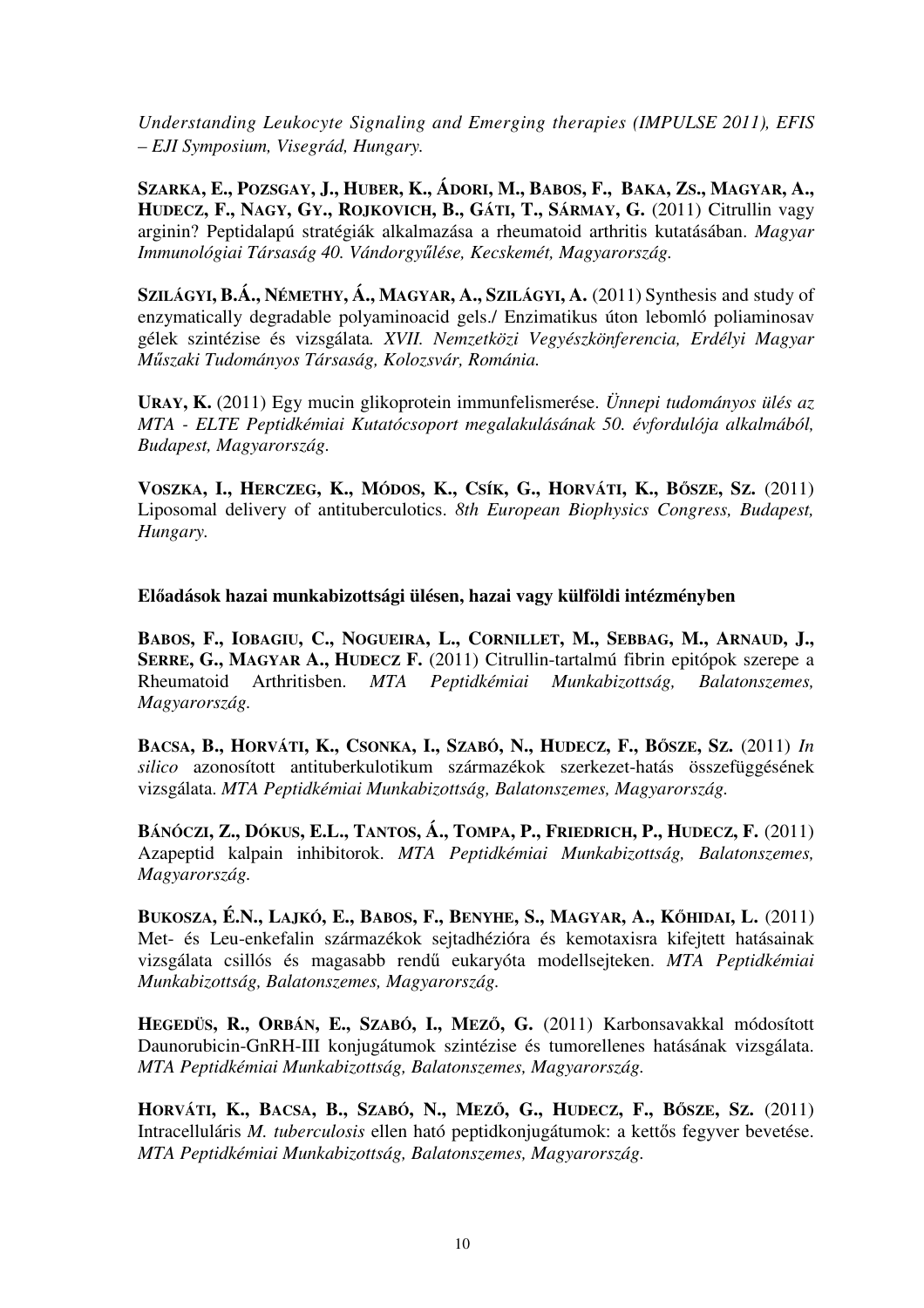*Understanding Leukocyte Signaling and Emerging therapies (IMPULSE 2011), EFIS – EJI Symposium, Visegrád, Hungary.*

**SZARKA, E., POZSGAY, J., HUBER, K., ÁDORI, M., BABOS, F., BAKA, ZS., MAGYAR, A., HUDECZ, F., NAGY, GY., ROJKOVICH, B., GÁTI, T., SÁRMAY, G.** (2011) Citrullin vagy arginin? Peptidalapú stratégiák alkalmazása a rheumatoid arthritis kutatásában. *Magyar Immunológiai Társaság 40. Vándorgyűlése, Kecskemét, Magyarország.*

**SZILÁGYI, B.Á., NÉMETHY, Á., MAGYAR, A., SZILÁGYI, A.** (2011) Synthesis and study of enzymatically degradable polyaminoacid gels./ Enzimatikus úton lebomló poliaminosav gélek szintézise és vizsgálata*. XVII. Nemzetközi Vegyészkönferencia, Erdélyi Magyar Műszaki Tudományos Társaság, Kolozsvár, Románia.*

**URAY, K.** (2011) Egy mucin glikoprotein immunfelismerése. *Ünnepi tudományos ülés az MTA - ELTE Peptidkémiai Kutatócsoport megalakulásának 50. évfordulója alkalmából, Budapest, Magyarország.*

**VOSZKA, I., HERCZEG, K., MÓDOS, K., CSÍK, G., HORVÁTI, K., BŐSZE, SZ.** (2011) Liposomal delivery of antituberculotics. *8th European Biophysics Congress, Budapest, Hungary.*

### Előadások hazai munkabizottsági ülésen, hazai vagy külföldi intézményben

**BABOS, F., IOBAGIU, C., NOGUEIRA, L., CORNILLET, M., SEBBAG, M., ARNAUD, J., SERRE, G., MAGYAR A., HUDECZ F.** (2011) Citrullin-tartalmú fibrin epitópok szerepe a Rheumatoid Arthritisben. *MTA Peptidkémiai Munkabizottság, Balatonszemes, Magyarország.*

**BACSA, B., HORVÁTI, K., CSONKA, I., SZABÓ, N., HUDECZ, F., BŐSZE, SZ.** (2011) *In silico* azonosított antituberkulotikum származékok szerkezet-hatás összefüggésének vizsgálata. *MTA Peptidkémiai Munkabizottság, Balatonszemes, Magyarország.*

**BÁNÓCZI, Z., DÓKUS, E.L., TANTOS, Á., TOMPA, P., FRIEDRICH, P., HUDECZ, F.** (2011) Azapeptid kalpain inhibitorok. *MTA Peptidkémiai Munkabizottság, Balatonszemes, Magyarország.*

**BUKOSZA, É.N., LAJKÓ, E., BABOS, F., BENYHE, S., MAGYAR, A., KŐHIDAI, L.** (2011) Met- és Leu-enkefalin származékok sejtadhézióra és kemotaxisra kifejtett hatásainak vizsgálata csillós és magasabb rendű eukaryóta modellsejteken. *MTA Peptidkémiai Munkabizottság, Balatonszemes, Magyarország.*

**HEGEDÜS, R., ORBÁN, E., SZABÓ, I., MEZŐ, G.** (2011) Karbonsavakkal módosított Daunorubicin-GnRH-III konjugátumok szintézise és tumorellenes hatásának vizsgálata. *MTA Peptidkémiai Munkabizottság, Balatonszemes, Magyarország.*

**HORVÁTI, K., BACSA, B., SZABÓ, N., MEZŐ, G., HUDECZ, F., BŐSZE, SZ.** (2011) Intracelluláris *M. tuberculosis* ellen ható peptidkonjugátumok: a kettős fegyver bevetése. *MTA Peptidkémiai Munkabizottság, Balatonszemes, Magyarország.*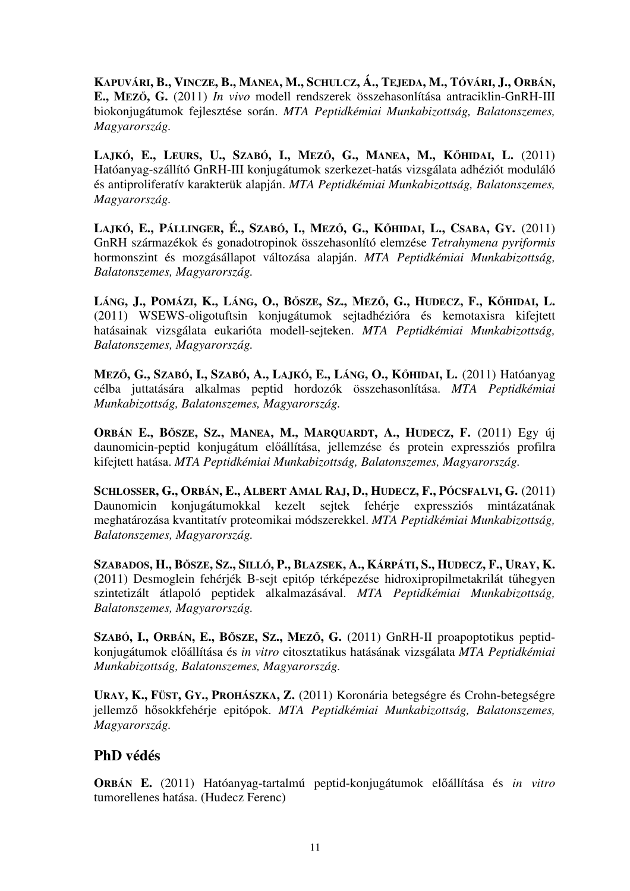**KAPUVÁRI, B., VINCZE, B., MANEA, M., SCHULCZ, Á., TEJEDA, M., TÓVÁRI, J., ORBÁN, E., MEZŐ, G.** (2011) *In vivo* modell rendszerek összehasonlítása antraciklin-GnRH-III biokonjugátumok fejlesztése során. *MTA Peptidkémiai Munkabizottság, Balatonszemes, Magyarország.*

**LAJKÓ, E., LEURS, U., SZABÓ, I., MEZŐ, G., MANEA, M., KŐHIDAI, L.** (2011) Hatóanyag-szállító GnRH-III konjugátumok szerkezet-hatás vizsgálata adhéziót moduláló és antiproliferatív karakterük alapján. *MTA Peptidkémiai Munkabizottság, Balatonszemes, Magyarország.*

**LAJKÓ, E., PÁLLINGER, É., SZABÓ, I., MEZŐ, G., KŐHIDAI, L., CSABA, GY.** (2011) GnRH származékok és gonadotropinok összehasonlító elemzése *Tetrahymena pyriformis* hormonszint és mozgásállapot változása alapján. *MTA Peptidkémiai Munkabizottság, Balatonszemes, Magyarország.*

**LÁNG, J., POMÁZI, K., LÁNG, O., BŐSZE, SZ., MEZŐ, G., HUDECZ, F., KŐHIDAI, L.** (2011) WSEWS-oligotuftsin konjugátumok sejtadhézióra és kemotaxisra kifejtett hatásainak vizsgálata eukarióta modell-sejteken. *MTA Peptidkémiai Munkabizottság, Balatonszemes, Magyarország.*

**MEZŐ, G., SZABÓ, I., SZABÓ, A., LAJKÓ, E., LÁNG, O., KŐHIDAI, L.** (2011) Hatóanyag célba juttatására alkalmas peptid hordozók összehasonlítása. *MTA Peptidkémiai Munkabizottság, Balatonszemes, Magyarország.*

**ORBÁN E., BŐSZE, SZ., MANEA, M., MARQUARDT, A., HUDECZ, F.** (2011) Egy új daunomicin-peptid konjugátum előállítása, jellemzése és protein expressziós profilra kifejtett hatása. *MTA Peptidkémiai Munkabizottság, Balatonszemes, Magyarország.*

**SCHLOSSER, G., ORBÁN, E., ALBERT AMAL RAJ, D., HUDECZ, F., PÓCSFALVI, G.** (2011) Daunomicin konjugátumokkal kezelt sejtek fehérje expressziós mintázatának meghatározása kvantitatív proteomikai módszerekkel. *MTA Peptidkémiai Munkabizottság, Balatonszemes, Magyarország.*

**SZABADOS, H., BŐSZE, SZ., SILLÓ, P., BLAZSEK, A., KÁRPÁTI, S., HUDECZ, F., URAY, K.** (2011) Desmoglein fehérjék B-sejt epitóp térképezése hidroxipropilmetakrilát tűhegyen szintetizált átlapoló peptidek alkalmazásával. *MTA Peptidkémiai Munkabizottság, Balatonszemes, Magyarország.*

**SZABÓ, I., ORBÁN, E., BŐSZE, SZ., MEZŐ, G.** (2011) GnRH-II proapoptotikus peptid-konjugátumok előállítása és *in vitro* citosztatikus hatásának vizsgálata *MTA Peptidkémiai Munkabizottság, Balatonszemes, Magyarország.*

**URAY, K., FÜST, GY., PROHÁSZKA, Z.** (2011) Koronária betegségre és Crohn-betegségre jellemző hősokkfehérje epitópok. *MTA Peptidkémiai Munkabizottság, Balatonszemes, Magyarország.*

## PhD védés

**ORBÁN E.** (2011) Hatóanyag-tartalmú peptid-konjugátumok előállítása és *in vitro* tumorellenes hatása. (Hudecz Ferenc)